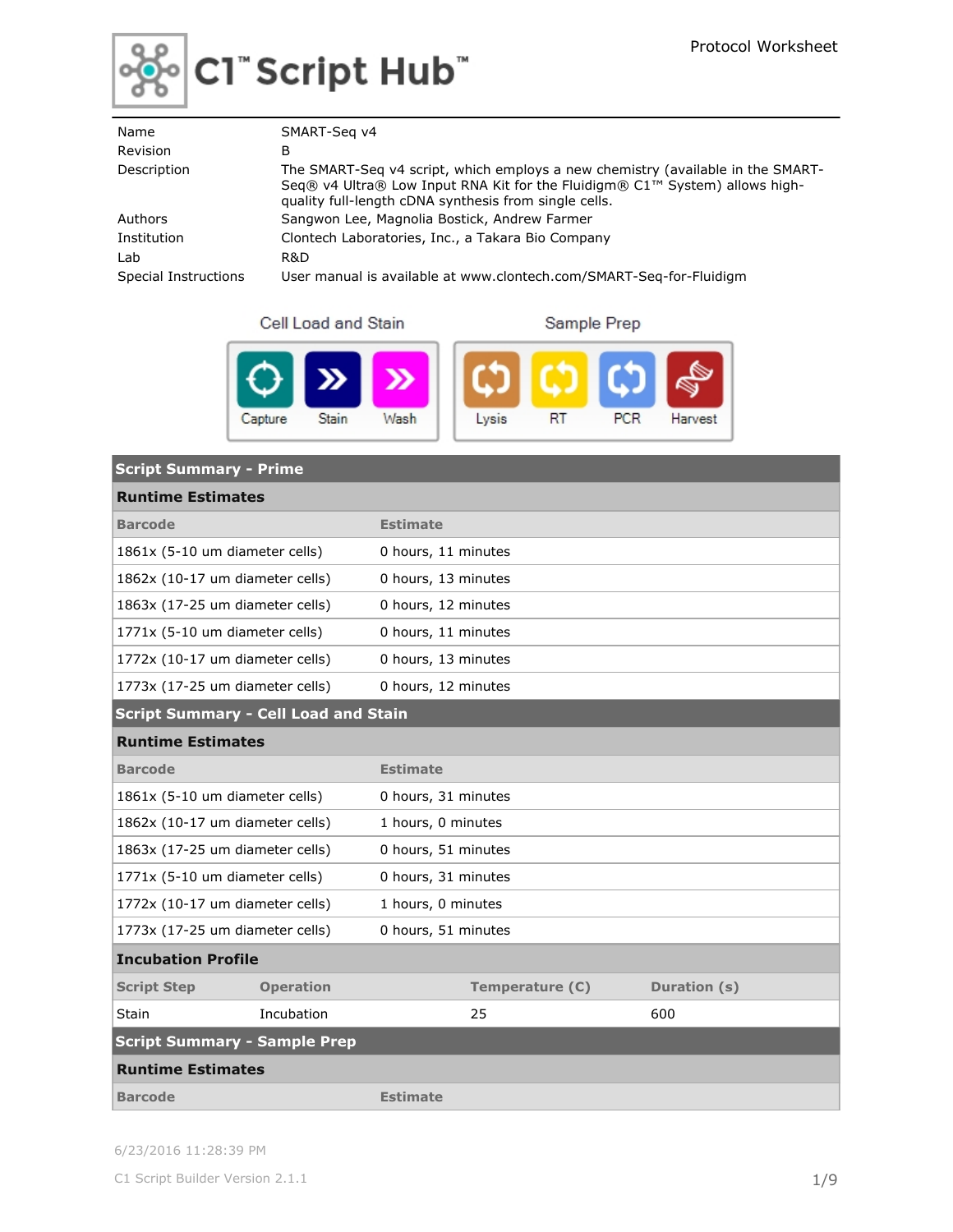# C1™ Script Hub™

Protocol Worksheet

| | |
|---|---|
| Name | SMART-Seq v4 |
| Revision | B |
| Description | The SMART-Seq v4 script, which employs a new chemistry (available in the SMART-Seq® v4 Ultra® Low Input RNA Kit for the Fluidigm® C1™ System) allows high-quality full-length cDNA synthesis from single cells. |
| Authors | Sangwon Lee, Magnolia Bostick, Andrew Farmer |
| Institution | Clontech Laboratories, Inc., a Takara Bio Company |
| Lab | R&D |
| Special Instructions | User manual is available at www.clontech.com/SMART-Seq-for-Fluidigm |

**Cell Load and Stain**: Capture, Stain, Wash

**Sample Prep**: Lysis, RT, PCR, Harvest

## Script Summary - Prime

### Runtime Estimates

| Barcode | Estimate |
|---|---|
| 1861x (5-10 um diameter cells) | 0 hours, 11 minutes |
| 1862x (10-17 um diameter cells) | 0 hours, 13 minutes |
| 1863x (17-25 um diameter cells) | 0 hours, 12 minutes |
| 1771x (5-10 um diameter cells) | 0 hours, 11 minutes |
| 1772x (10-17 um diameter cells) | 0 hours, 13 minutes |
| 1773x (17-25 um diameter cells) | 0 hours, 12 minutes |

## Script Summary - Cell Load and Stain

### Runtime Estimates

| Barcode | Estimate |
|---|---|
| 1861x (5-10 um diameter cells) | 0 hours, 31 minutes |
| 1862x (10-17 um diameter cells) | 1 hours, 0 minutes |
| 1863x (17-25 um diameter cells) | 0 hours, 51 minutes |
| 1771x (5-10 um diameter cells) | 0 hours, 31 minutes |
| 1772x (10-17 um diameter cells) | 1 hours, 0 minutes |
| 1773x (17-25 um diameter cells) | 0 hours, 51 minutes |

### Incubation Profile

| Script Step | Operation | Temperature (C) | Duration (s) |
|---|---|---|---|
| Stain | Incubation | 25 | 600 |

## Script Summary - Sample Prep

### Runtime Estimates

| Barcode | Estimate |
|---|---|

6/23/2016 11:28:39 PM

C1 Script Builder Version 2.1.1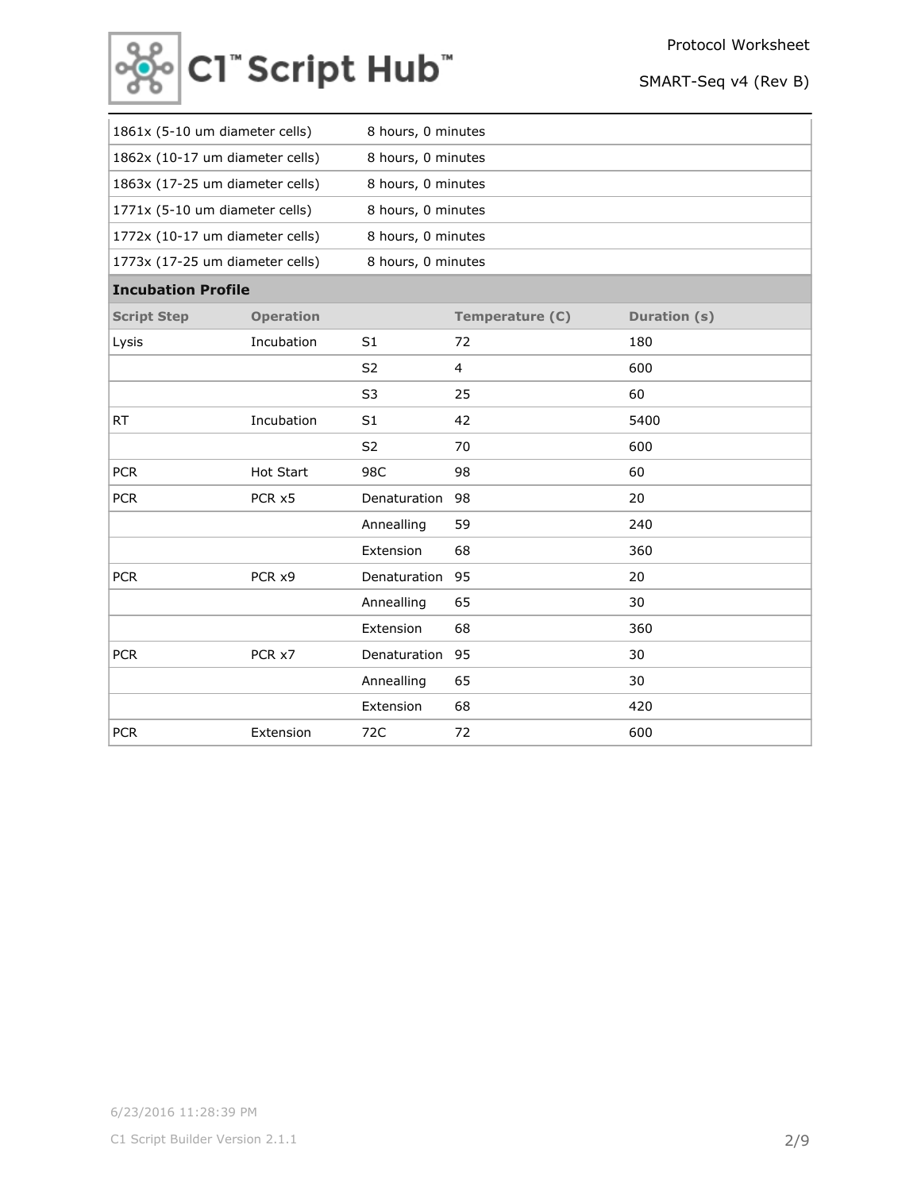| | |
|---|---|
| 1861x (5-10 um diameter cells) | 8 hours, 0 minutes |
| 1862x (10-17 um diameter cells) | 8 hours, 0 minutes |
| 1863x (17-25 um diameter cells) | 8 hours, 0 minutes |
| 1771x (5-10 um diameter cells) | 8 hours, 0 minutes |
| 1772x (10-17 um diameter cells) | 8 hours, 0 minutes |
| 1773x (17-25 um diameter cells) | 8 hours, 0 minutes |

**Incubation Profile**

| Script Step | Operation | | Temperature (C) | Duration (s) |
|---|---|---|---|---|
| Lysis | Incubation | S1 | 72 | 180 |
| | | S2 | 4 | 600 |
| | | S3 | 25 | 60 |
| RT | Incubation | S1 | 42 | 5400 |
| | | S2 | 70 | 600 |
| PCR | Hot Start | 98C | 98 | 60 |
| PCR | PCR x5 | Denaturation | 98 | 20 |
| | | Annealling | 59 | 240 |
| | | Extension | 68 | 360 |
| PCR | PCR x9 | Denaturation | 95 | 20 |
| | | Annealling | 65 | 30 |
| | | Extension | 68 | 360 |
| PCR | PCR x7 | Denaturation | 95 | 30 |
| | | Annealling | 65 | 30 |
| | | Extension | 68 | 420 |
| PCR | Extension | 72C | 72 | 600 |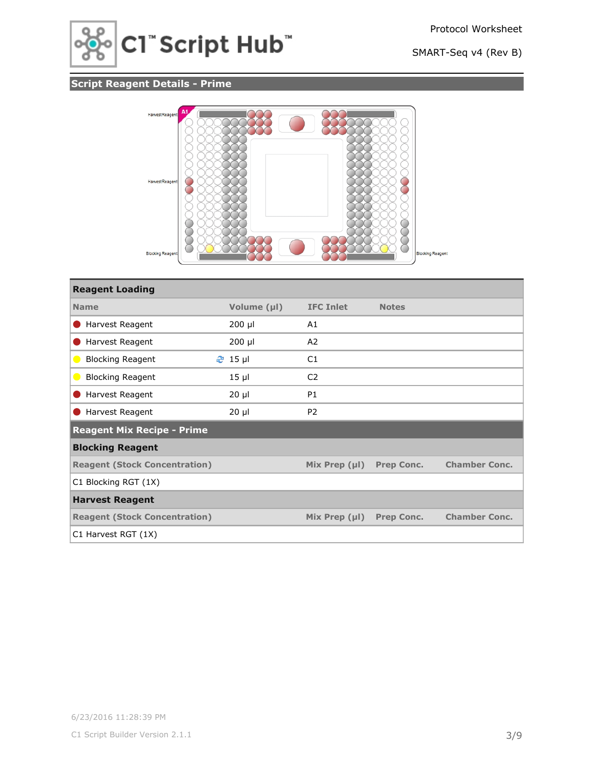## Script Reagent Details - Prime

Harvest Reagent

Harvest Reagent

Blocking Reagent

Blocking Reagent

| Reagent Loading | | | |
|---|---|---|---|
| **Name** | **Volume (µl)** | **IFC Inlet** | **Notes** |
| Harvest Reagent | 200 µl | A1 | |
| Harvest Reagent | 200 µl | A2 | |
| Blocking Reagent | 15 µl | C1 | |
| Blocking Reagent | 15 µl | C2 | |
| Harvest Reagent | 20 µl | P1 | |
| Harvest Reagent | 20 µl | P2 | |

### Reagent Mix Recipe - Prime

**Blocking Reagent**

| Reagent (Stock Concentration) | Mix Prep (µl) | Prep Conc. | Chamber Conc. |
|---|---|---|---|
| C1 Blocking RGT (1X) | | | |

**Harvest Reagent**

| Reagent (Stock Concentration) | Mix Prep (µl) | Prep Conc. | Chamber Conc. |
|---|---|---|---|
| C1 Harvest RGT (1X) | | | |

6/23/2016 11:28:39 PM

C1 Script Builder Version 2.1.1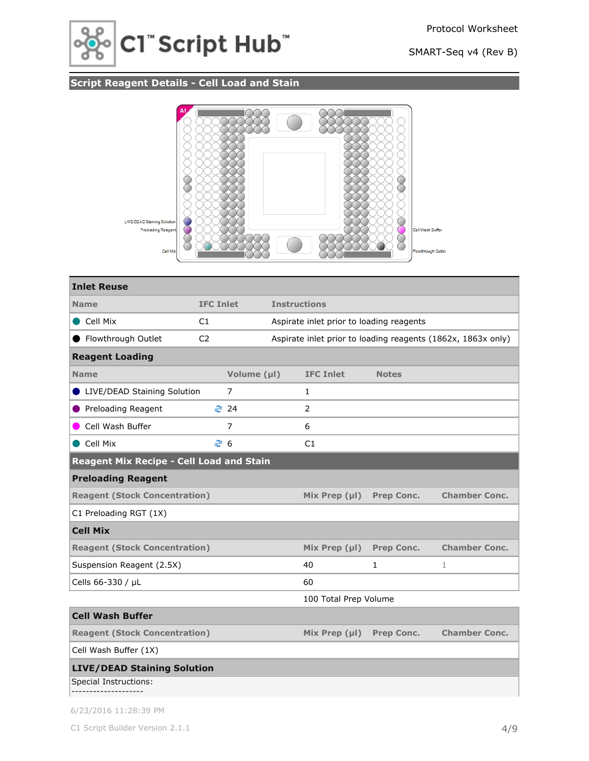Protocol Worksheet

SMART-Seq v4 (Rev B)

## Script Reagent Details - Cell Load and Stain

LIVE/DEAD Staining Solution

Preloading Reagent

Cell Mix

Cell Wash Buffer

Flowthrough Outlet

### Inlet Reuse

| Name | IFC Inlet | Instructions |
|---|---|---|
| Cell Mix | C1 | Aspirate inlet prior to loading reagents |
| Flowthrough Outlet | C2 | Aspirate inlet prior to loading reagents (1862x, 1863x only) |

### Reagent Loading

| Name | Volume (µl) | IFC Inlet | Notes |
|---|---|---|---|
| LIVE/DEAD Staining Solution | 7 | 1 | |
| Preloading Reagent | 24 | 2 | |
| Cell Wash Buffer | 7 | 6 | |
| Cell Mix | 6 | C1 | |

## Reagent Mix Recipe - Cell Load and Stain

### Preloading Reagent

| Reagent (Stock Concentration) | Mix Prep (µl) | Prep Conc. | Chamber Conc. |
|---|---|---|---|
| C1 Preloading RGT (1X) | | | |

### Cell Mix

| Reagent (Stock Concentration) | Mix Prep (µl) | Prep Conc. | Chamber Conc. |
|---|---|---|---|
| Suspension Reagent (2.5X) | 40 | 1 | 1 |
| Cells 66-330 / µL | 60 | | |
| | 100 Total Prep Volume | | |

### Cell Wash Buffer

| Reagent (Stock Concentration) | Mix Prep (µl) | Prep Conc. | Chamber Conc. |
|---|---|---|---|
| Cell Wash Buffer (1X) | | | |

### LIVE/DEAD Staining Solution

Special Instructions:

--------------------

6/23/2016 11:28:39 PM

C1 Script Builder Version 2.1.1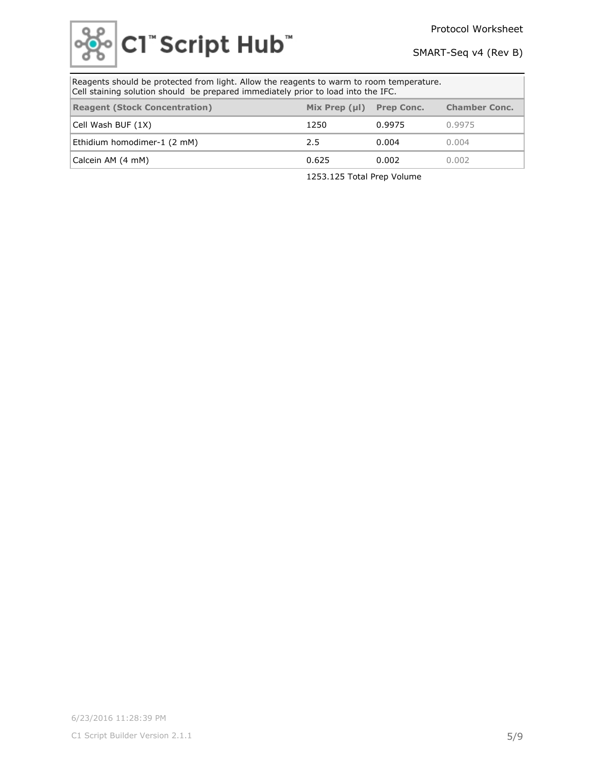Reagents should be protected from light. Allow the reagents to warm to room temperature.
Cell staining solution should be prepared immediately prior to load into the IFC.

| Reagent (Stock Concentration) | Mix Prep (µl) | Prep Conc. | Chamber Conc. |
|---|---|---|---|
| Cell Wash BUF (1X) | 1250 | 0.9975 | 0.9975 |
| Ethidium homodimer-1 (2 mM) | 2.5 | 0.004 | 0.004 |
| Calcein AM (4 mM) | 0.625 | 0.002 | 0.002 |
| | 1253.125 Total Prep Volume | | |

6/23/2016 11:28:39 PM

C1 Script Builder Version 2.1.1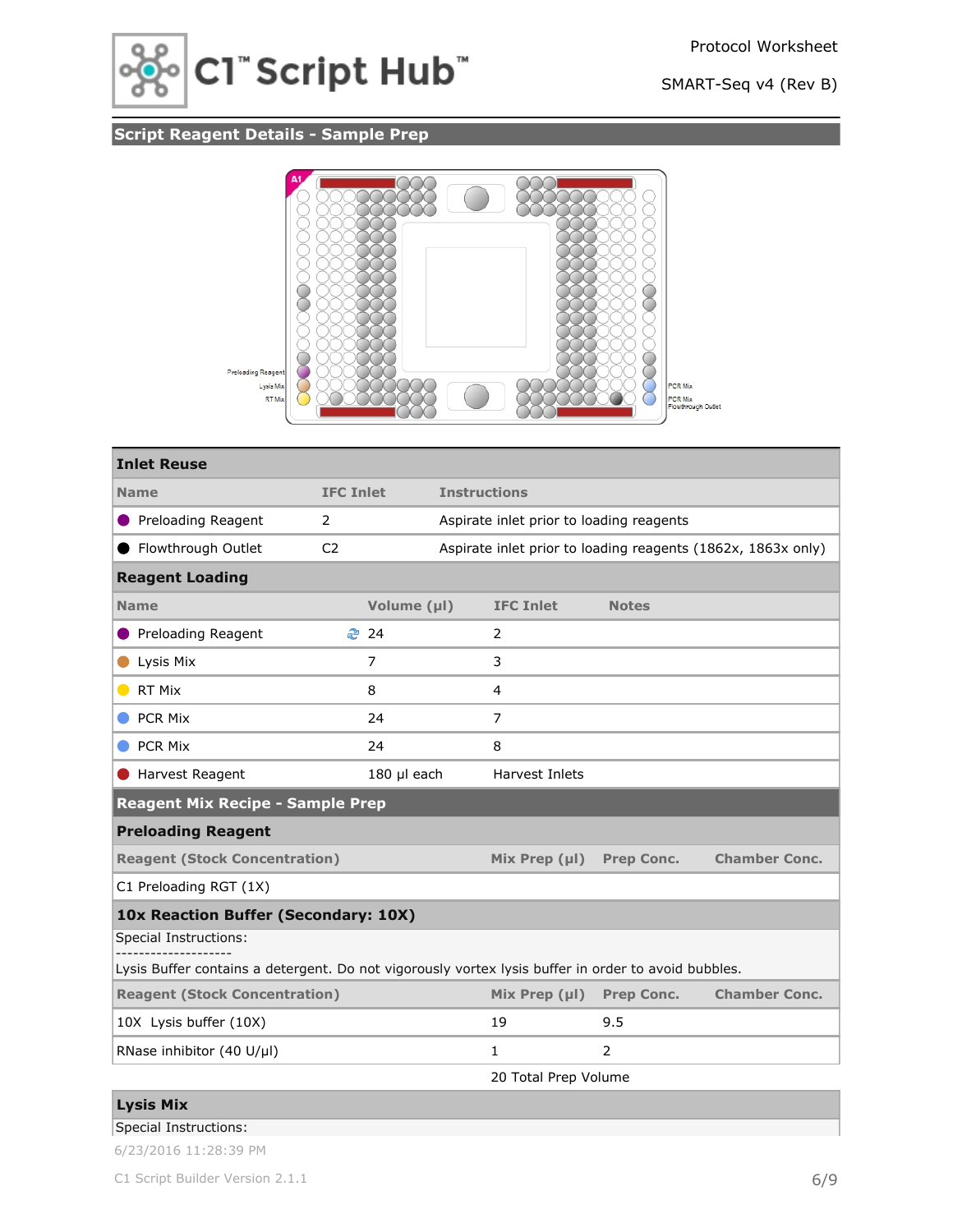## Script Reagent Details - Sample Prep

Preloading Reagent
Lysis Mix
RT Mix

PCR Mix
PCR Mix
Flowthrough Outlet

### Inlet Reuse

| Name | IFC Inlet | Instructions |
|---|---|---|
| Preloading Reagent | 2 | Aspirate inlet prior to loading reagents |
| Flowthrough Outlet | C2 | Aspirate inlet prior to loading reagents (1862x, 1863x only) |

### Reagent Loading

| Name | Volume (µl) | IFC Inlet | Notes |
|---|---|---|---|
| Preloading Reagent | 24 | 2 | |
| Lysis Mix | 7 | 3 | |
| RT Mix | 8 | 4 | |
| PCR Mix | 24 | 7 | |
| PCR Mix | 24 | 8 | |
| Harvest Reagent | 180 µl each | Harvest Inlets | |

## Reagent Mix Recipe - Sample Prep

### Preloading Reagent

| Reagent (Stock Concentration) | Mix Prep (µl) | Prep Conc. | Chamber Conc. |
|---|---|---|---|
| C1 Preloading RGT (1X) | | | |

### 10x Reaction Buffer (Secondary: 10X)

Special Instructions:
--------------------
Lysis Buffer contains a detergent. Do not vigorously vortex lysis buffer in order to avoid bubbles.

| Reagent (Stock Concentration) | Mix Prep (µl) | Prep Conc. | Chamber Conc. |
|---|---|---|---|
| 10X Lysis buffer (10X) | 19 | 9.5 | |
| RNase inhibitor (40 U/µl) | 1 | 2 | |
| | 20 Total Prep Volume | | |

### Lysis Mix

Special Instructions:

6/23/2016 11:28:39 PM

C1 Script Builder Version 2.1.1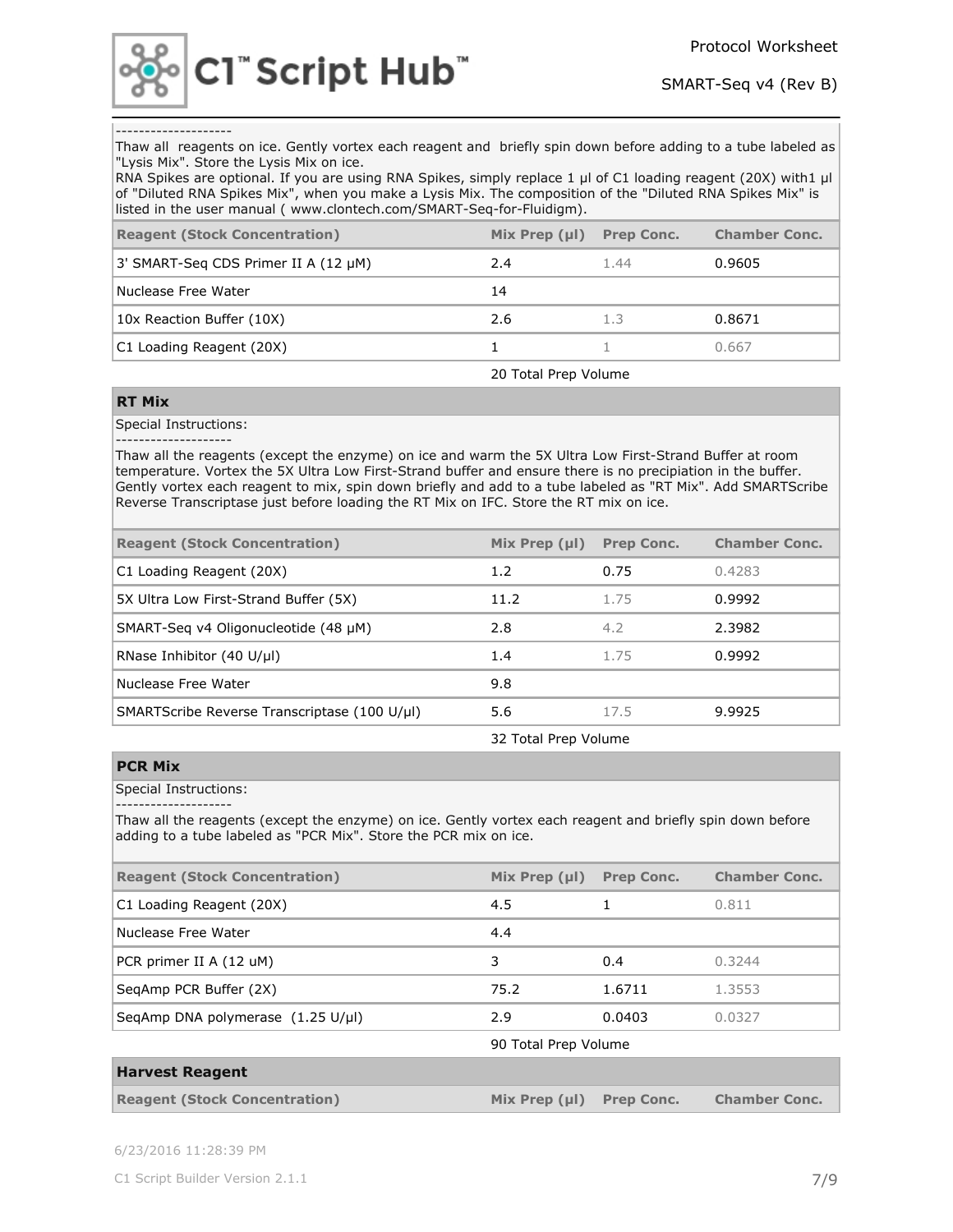-------------------

Thaw all reagents on ice. Gently vortex each reagent and briefly spin down before adding to a tube labeled as "Lysis Mix". Store the Lysis Mix on ice.

RNA Spikes are optional. If you are using RNA Spikes, simply replace 1 µl of C1 loading reagent (20X) with1 µl of "Diluted RNA Spikes Mix", when you make a Lysis Mix. The composition of the "Diluted RNA Spikes Mix" is listed in the user manual ( www.clontech.com/SMART-Seq-for-Fluidigm).

| Reagent (Stock Concentration) | Mix Prep (µl) | Prep Conc. | Chamber Conc. |
|---|---|---|---|
| 3' SMART-Seq CDS Primer II A (12 µM) | 2.4 | 1.44 | 0.9605 |
| Nuclease Free Water | 14 | | |
| 10x Reaction Buffer (10X) | 2.6 | 1.3 | 0.8671 |
| C1 Loading Reagent (20X) | 1 | 1 | 0.667 |
| | 20 Total Prep Volume | | |

## RT Mix

Special Instructions:

-------------------

Thaw all the reagents (except the enzyme) on ice and warm the 5X Ultra Low First-Strand Buffer at room temperature. Vortex the 5X Ultra Low First-Strand buffer and ensure there is no precipiation in the buffer. Gently vortex each reagent to mix, spin down briefly and add to a tube labeled as "RT Mix". Add SMARTScribe Reverse Transcriptase just before loading the RT Mix on IFC. Store the RT mix on ice.

| Reagent (Stock Concentration) | Mix Prep (µl) | Prep Conc. | Chamber Conc. |
|---|---|---|---|
| C1 Loading Reagent (20X) | 1.2 | 0.75 | 0.4283 |
| 5X Ultra Low First-Strand Buffer (5X) | 11.2 | 1.75 | 0.9992 |
| SMART-Seq v4 Oligonucleotide (48 µM) | 2.8 | 4.2 | 2.3982 |
| RNase Inhibitor (40 U/µl) | 1.4 | 1.75 | 0.9992 |
| Nuclease Free Water | 9.8 | | |
| SMARTScribe Reverse Transcriptase (100 U/µl) | 5.6 | 17.5 | 9.9925 |
| | 32 Total Prep Volume | | |

## PCR Mix

Special Instructions:

-------------------

Thaw all the reagents (except the enzyme) on ice. Gently vortex each reagent and briefly spin down before adding to a tube labeled as "PCR Mix". Store the PCR mix on ice.

| Reagent (Stock Concentration) | Mix Prep (µl) | Prep Conc. | Chamber Conc. |
|---|---|---|---|
| C1 Loading Reagent (20X) | 4.5 | 1 | 0.811 |
| Nuclease Free Water | 4.4 | | |
| PCR primer II A (12 uM) | 3 | 0.4 | 0.3244 |
| SeqAmp PCR Buffer (2X) | 75.2 | 1.6711 | 1.3553 |
| SeqAmp DNA polymerase (1.25 U/µl) | 2.9 | 0.0403 | 0.0327 |
| | 90 Total Prep Volume | | |

## Harvest Reagent

| Reagent (Stock Concentration) | Mix Prep (µl) | Prep Conc. | Chamber Conc. |
|---|---|---|---|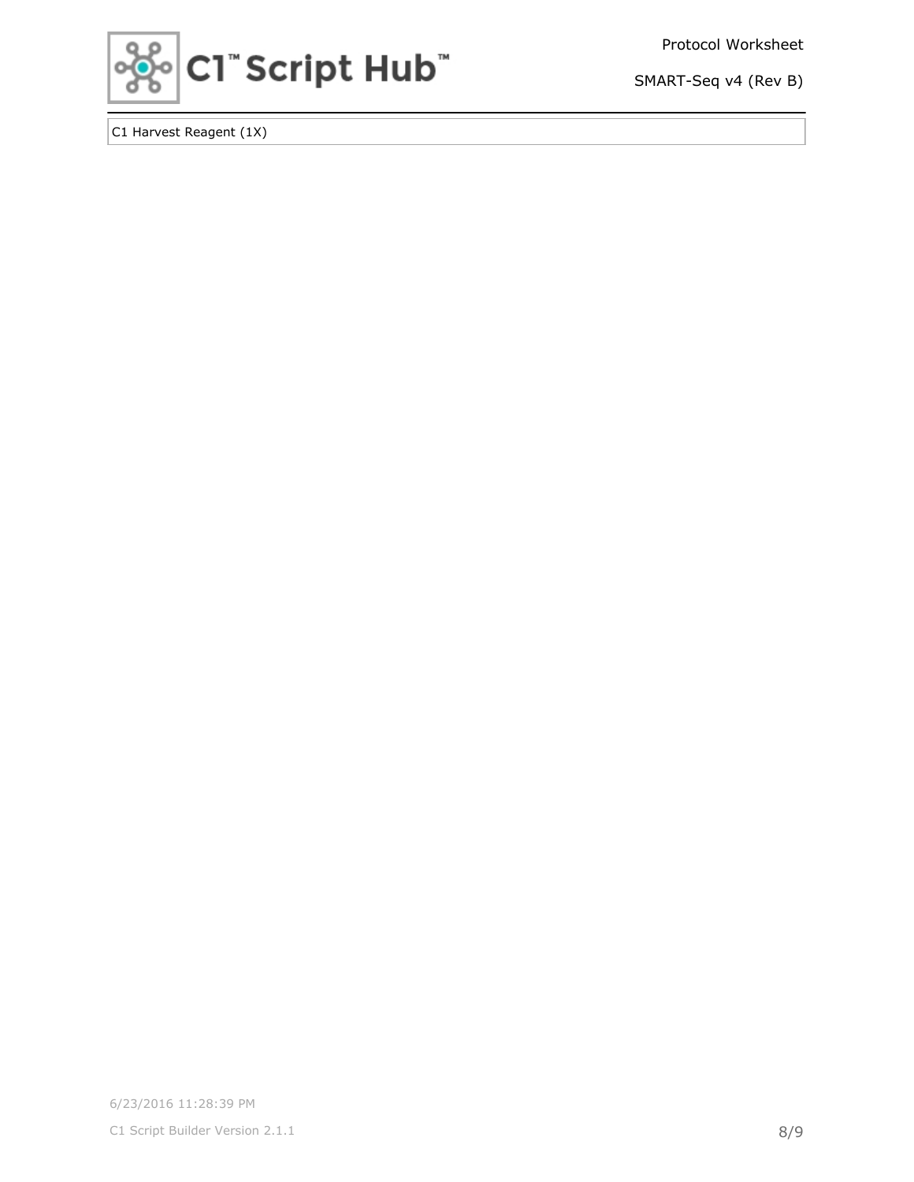| C1 Harvest Reagent (1X) |
| --- |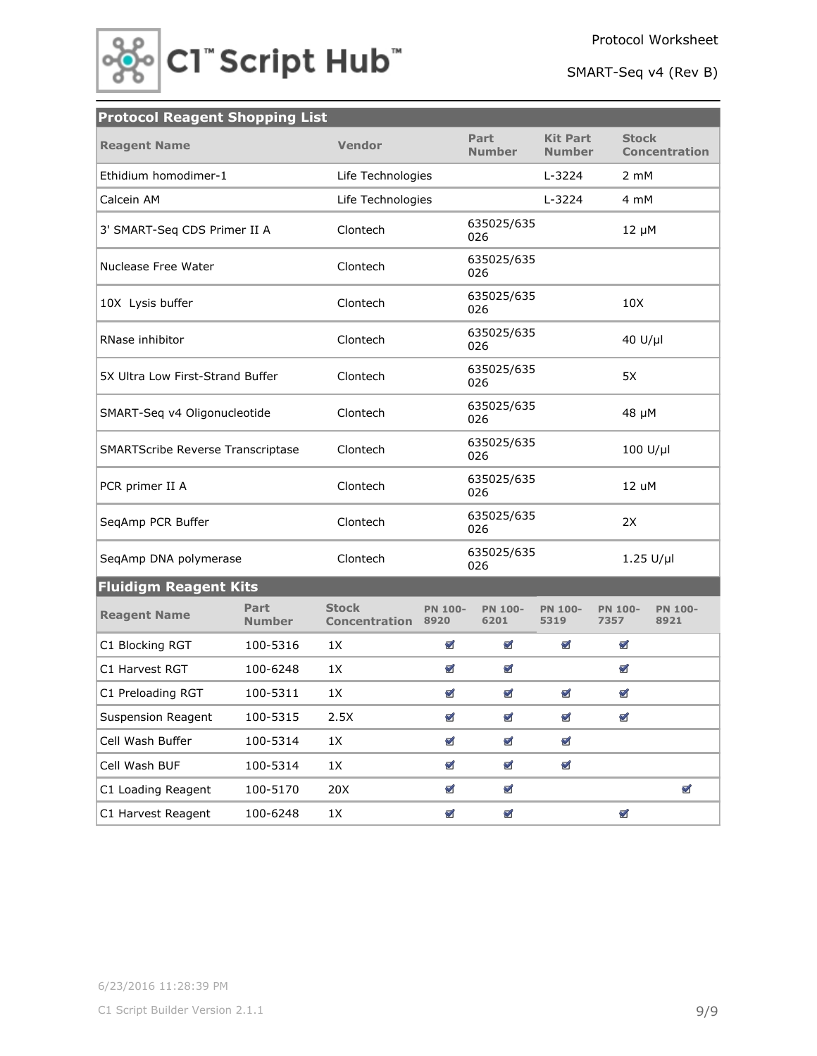## Protocol Reagent Shopping List

| Reagent Name | Vendor | Part Number | Kit Part Number | Stock Concentration |
|---|---|---|---|---|
| Ethidium homodimer-1 | Life Technologies | | L-3224 | 2 mM |
| Calcein AM | Life Technologies | | L-3224 | 4 mM |
| 3' SMART-Seq CDS Primer II A | Clontech | 635025/635026 | | 12 µM |
| Nuclease Free Water | Clontech | 635025/635026 | | |
| 10X Lysis buffer | Clontech | 635025/635026 | | 10X |
| RNase inhibitor | Clontech | 635025/635026 | | 40 U/µl |
| 5X Ultra Low First-Strand Buffer | Clontech | 635025/635026 | | 5X |
| SMART-Seq v4 Oligonucleotide | Clontech | 635025/635026 | | 48 µM |
| SMARTScribe Reverse Transcriptase | Clontech | 635025/635026 | | 100 U/µl |
| PCR primer II A | Clontech | 635025/635026 | | 12 uM |
| SeqAmp PCR Buffer | Clontech | 635025/635026 | | 2X |
| SeqAmp DNA polymerase | Clontech | 635025/635026 | | 1.25 U/µl |

## Fluidigm Reagent Kits

| Reagent Name | Part Number | Stock Concentration | PN 100-8920 | PN 100-6201 | PN 100-5319 | PN 100-7357 | PN 100-8921 |
|---|---|---|---|---|---|---|---|
| C1 Blocking RGT | 100-5316 | 1X | ✓ | ✓ | ✓ | ✓ | |
| C1 Harvest RGT | 100-6248 | 1X | ✓ | ✓ | | ✓ | |
| C1 Preloading RGT | 100-5311 | 1X | ✓ | ✓ | ✓ | ✓ | |
| Suspension Reagent | 100-5315 | 2.5X | ✓ | ✓ | ✓ | ✓ | |
| Cell Wash Buffer | 100-5314 | 1X | ✓ | ✓ | ✓ | | |
| Cell Wash BUF | 100-5314 | 1X | ✓ | ✓ | ✓ | | |
| C1 Loading Reagent | 100-5170 | 20X | ✓ | ✓ | | | ✓ |
| C1 Harvest Reagent | 100-6248 | 1X | ✓ | ✓ | | ✓ | |